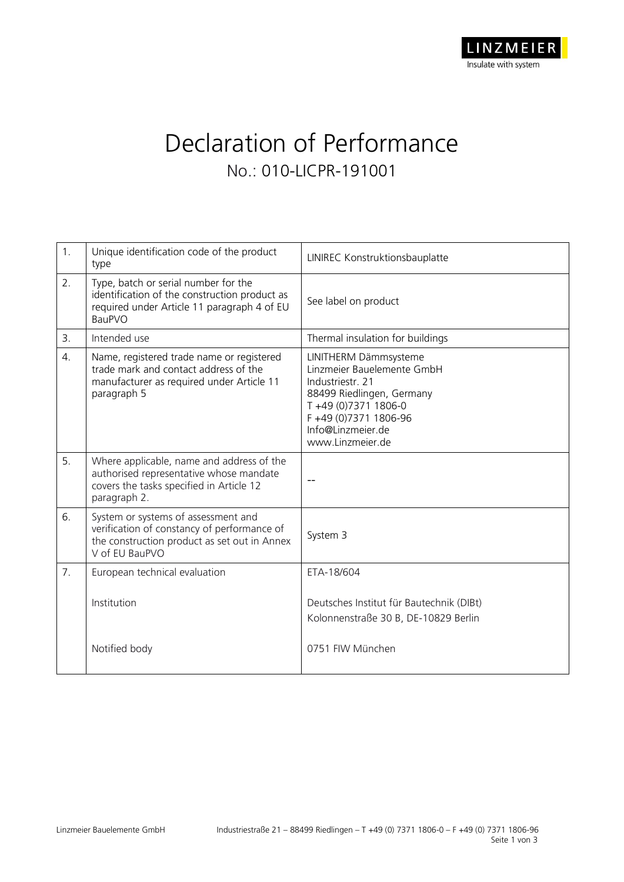# Declaration of Performance

## No.: 010-LICPR-191001

| | | |
|---|---|---|
| 1. | Unique identification code of the product type | LINIREC Konstruktionsbauplatte |
| 2. | Type, batch or serial number for the identification of the construction product as required under Article 11 paragraph 4 of EU BauPVO | See label on product |
| 3. | Intended use | Thermal insulation for buildings |
| 4. | Name, registered trade name or registered trade mark and contact address of the manufacturer as required under Article 11 paragraph 5 | LINITHERM Dämmsysteme<br>Linzmeier Bauelemente GmbH<br>Industriestr. 21<br>88499 Riedlingen, Germany<br>T +49 (0)7371 1806-0<br>F +49 (0)7371 1806-96<br>Info@Linzmeier.de<br>www.Linzmeier.de |
| 5. | Where applicable, name and address of the authorised representative whose mandate covers the tasks specified in Article 12 paragraph 2. | -- |
| 6. | System or systems of assessment and verification of constancy of performance of the construction product as set out in Annex V of EU BauPVO | System 3 |
| 7. | European technical evaluation<br><br>Institution<br><br>Notified body | ETA-18/604<br><br>Deutsches Institut für Bautechnik (DIBt)<br>Kolonnenstraße 30 B, DE-10829 Berlin<br><br>0751 FIW München |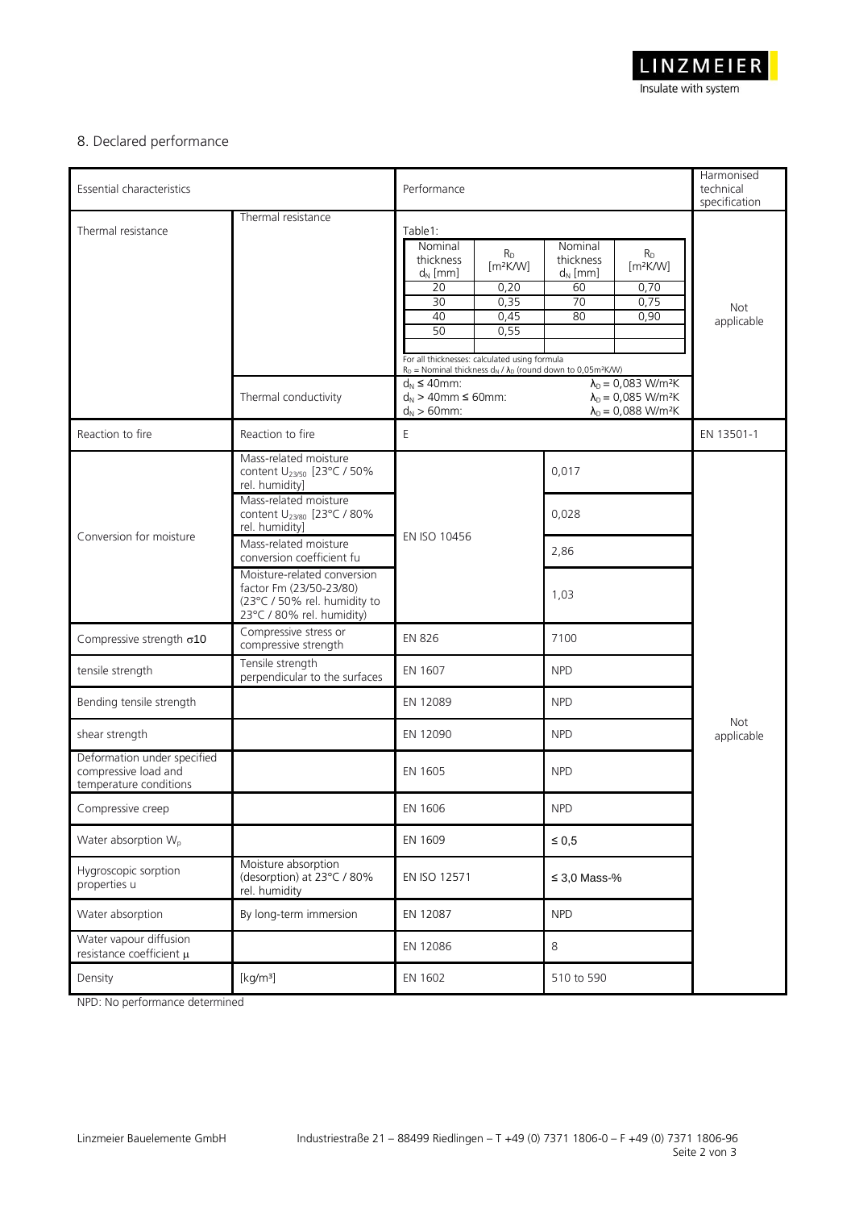## 8. Declared performance

| Essential characteristics | | Performance | | Harmonised technical specification |
|---|---|---|---|---|
| Thermal resistance | Thermal resistance | Table1:<br>Nominal thickness $d_N$ [mm] / $R_D$ [m²K/W]: 20 / 0,20; 30 / 0,35; 40 / 0,45; 50 / 0,55; 60 / 0,70; 70 / 0,75; 80 / 0,90<br>For all thicknesses: calculated using formula<br>$R_D$ = Nominal thickness $d_N$ / $\lambda_D$ (round down to 0,05m²K/W) | | Not applicable |
| | Thermal conductivity | $d_N \leq 40$mm: $\lambda_D = 0{,}083$ W/m²K<br>$d_N > 40$mm $\leq 60$mm: $\lambda_D = 0{,}085$ W/m²K<br>$d_N > 60$mm: $\lambda_D = 0{,}088$ W/m²K | | |
| Reaction to fire | Reaction to fire | E | | EN 13501-1 |
| Conversion for moisture | Mass-related moisture content $U_{23/50}$ [23°C / 50% rel. humidity] | EN ISO 10456 | 0,017 | Not applicable |
| | Mass-related moisture content $U_{23/80}$ [23°C / 80% rel. humidity] | | 0,028 | |
| | Mass-related moisture conversion coefficient fu | | 2,86 | |
| | Moisture-related conversion factor Fm (23/50-23/80) (23°C / 50% rel. humidity to 23°C / 80% rel. humidity) | | 1,03 | |
| Compressive strength $\sigma 10$ | Compressive stress or compressive strength | EN 826 | 7100 | |
| tensile strength | Tensile strength perpendicular to the surfaces | EN 1607 | NPD | |
| Bending tensile strength | | EN 12089 | NPD | |
| shear strength | | EN 12090 | NPD | |
| Deformation under specified compressive load and temperature conditions | | EN 1605 | NPD | |
| Compressive creep | | EN 1606 | NPD | |
| Water absorption $W_p$ | | EN 1609 | ≤ 0,5 | |
| Hygroscopic sorption properties u | Moisture absorption (desorption) at 23°C / 80% rel. humidity | EN ISO 12571 | ≤ 3,0 Mass-% | |
| Water absorption | By long-term immersion | EN 12087 | NPD | |
| Water vapour diffusion resistance coefficient $\mu$ | | EN 12086 | 8 | |
| Density | [kg/m³] | EN 1602 | 510 to 590 | |

NPD: No performance determined

Linzmeier Bauelemente GmbH    Industriestraße 21 – 88499 Riedlingen – T +49 (0) 7371 1806-0 – F +49 (0) 7371 1806-96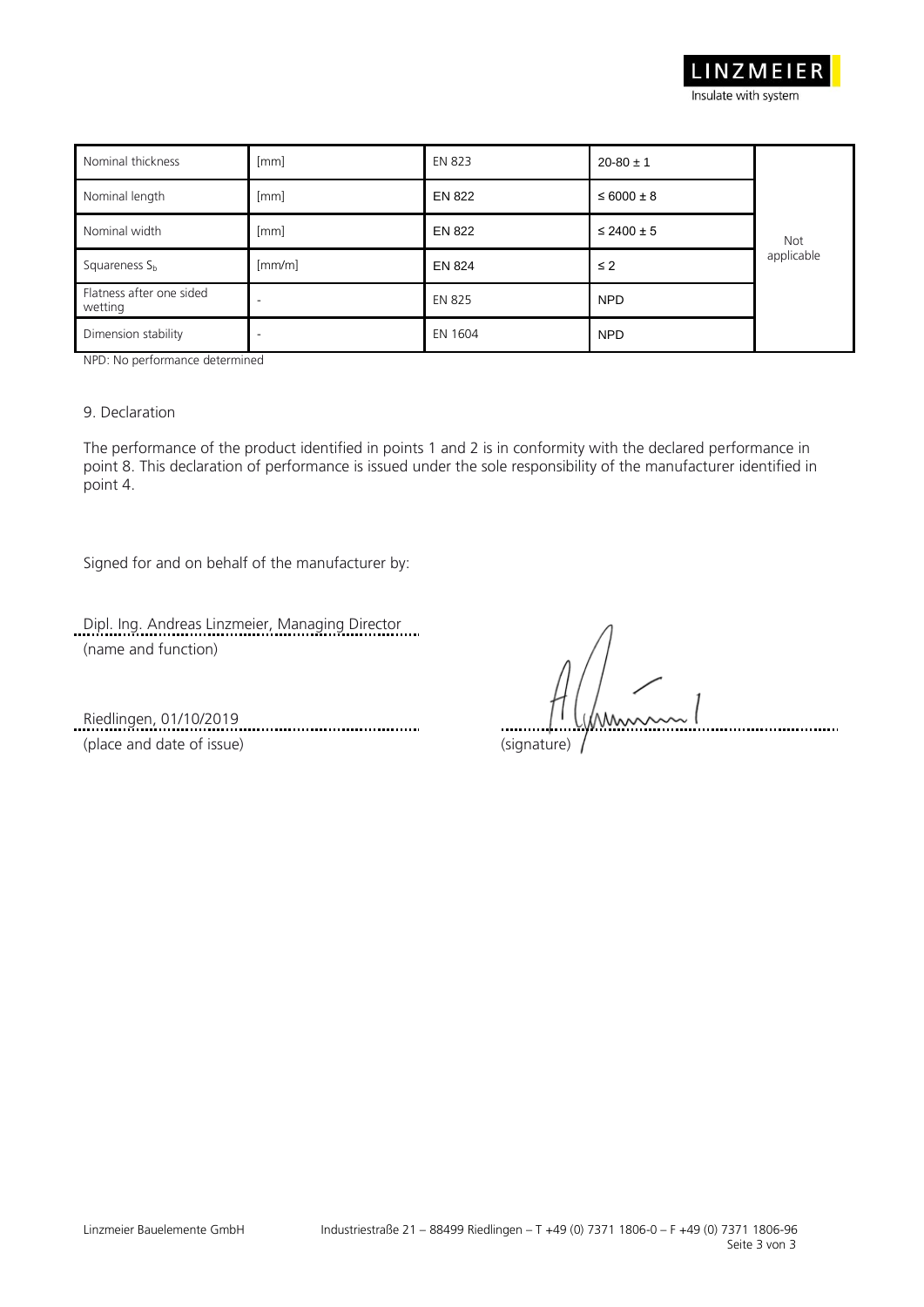| | | | | |
|---|---|---|---|---|
| Nominal thickness | [mm] | EN 823 | 20-80 ± 1 | Not applicable |
| Nominal length | [mm] | EN 822 | ≤ 6000 ± 8 | |
| Nominal width | [mm] | EN 822 | ≤ 2400 ± 5 | |
| Squareness $S_b$ | [mm/m] | EN 824 | ≤ 2 | |
| Flatness after one sided wetting | - | EN 825 | NPD | |
| Dimension stability | - | EN 1604 | NPD | |

NPD: No performance determined

9. Declaration

The performance of the product identified in points 1 and 2 is in conformity with the declared performance in point 8. This declaration of performance is issued under the sole responsibility of the manufacturer identified in point 4.

Signed for and on behalf of the manufacturer by:

Dipl. Ing. Andreas Linzmeier, Managing Director
(name and function)

Riedlingen, 01/10/2019
(place and date of issue)

(signature)